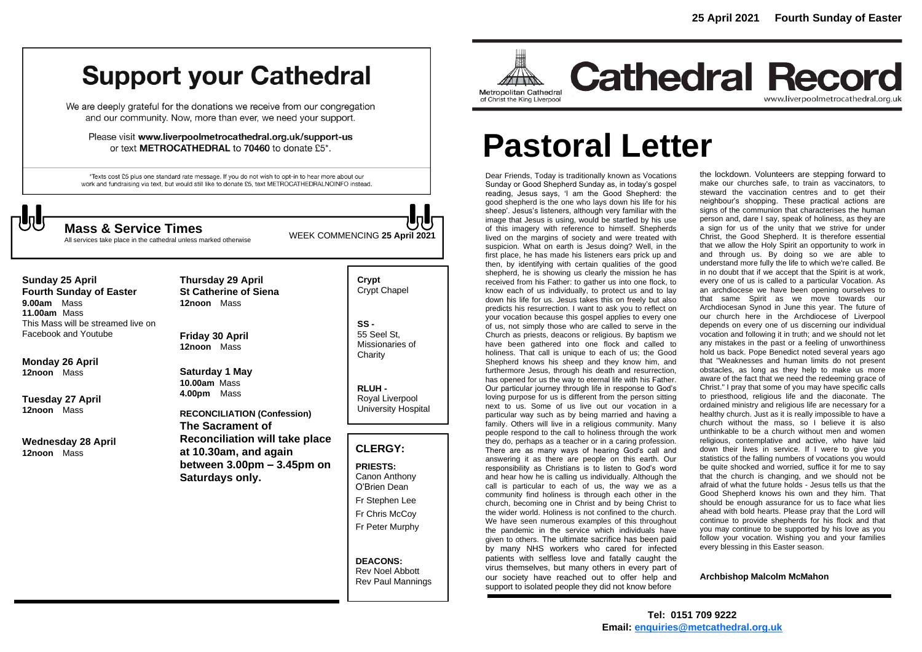# Support your Cathedral

We are deeply grateful for the donations we receive from our congregation and our community. Now, more than ever, we need your support.

Please visit **www.liverpoolmetrocathedral.org.uk/support-us** or text **METROCATHEDRAL** to **70460** to donate £5*.

*Texts cost £5 plus one standard rate message. If you do not wish to opt-in to hear more about our work and fundraising via text, but would still like to donate £5, text METROCATHEDRALNOINFO instead.

## Mass & Service Times

All services take place in the cathedral unless marked otherwise

WEEK COMMENCING **25 April 2021**

**Sunday 25 April**
**Fourth Sunday of Easter**
**9.00am** Mass
**11.00am** Mass
This Mass will be streamed live on Facebook and Youtube

**Monday 26 April**
**12noon** Mass

**Tuesday 27 April**
**12noon** Mass

**Wednesday 28 April**
**12noon** Mass

**Thursday 29 April**
**St Catherine of Siena**
**12noon** Mass

**Friday 30 April**
**12noon** Mass

**Saturday 1 May**
**10.00am** Mass
**4.00pm** Mass

**RECONCILIATION (Confession)**
**The Sacrament of Reconciliation will take place at 10.30am, and again between 3.00pm – 3.45pm on Saturdays only.**

**Crypt**
Crypt Chapel

**SS -**
55 Seel St, Missionaries of Charity

**RLUH -**
Royal Liverpool University Hospital

## CLERGY:

**PRIESTS:**
Canon Anthony O'Brien Dean
Fr Stephen Lee
Fr Chris McCoy
Fr Peter Murphy

**DEACONS:**
Rev Noel Abbott
Rev Paul Mannings

**25 April 2021 Fourth Sunday of Easter**

Metropolitan Cathedral of Christ the King Liverpool

# Cathedral Record

www.liverpoolmetrocathedral.org.uk

# Pastoral Letter

Dear Friends, Today is traditionally known as Vocations Sunday or Good Shepherd Sunday as, in today's gospel reading, Jesus says, 'I am the Good Shepherd: the good shepherd is the one who lays down his life for his sheep'. Jesus's listeners, although very familiar with the image that Jesus is using, would be startled by his use of this imagery with reference to himself. Shepherds lived on the margins of society and were treated with suspicion. What on earth is Jesus doing? Well, in the first place, he has made his listeners ears prick up and then, by identifying with certain qualities of the good shepherd, he is showing us clearly the mission he has received from his Father: to gather us into one flock, to know each of us individually, to protect us and to lay down his life for us. Jesus takes this on freely but also predicts his resurrection. I want to ask you to reflect on your vocation because this gospel applies to every one of us, not simply those who are called to serve in the Church as priests, deacons or religious. By baptism we have been gathered into one flock and called to holiness. That call is unique to each of us; the Good Shepherd knows his sheep and they know him, and furthermore Jesus, through his death and resurrection, has opened for us the way to eternal life with his Father. Our particular journey through life in response to God's loving purpose for us is different from the person sitting next to us. Some of us live out our vocation in a particular way such as by being married and having a family. Others will live in a religious community. Many people respond to the call to holiness through the work they do, perhaps as a teacher or in a caring profession. There are as many ways of hearing God's call and answering it as there are people on this earth. Our responsibility as Christians is to listen to God's word and hear how he is calling us individually. Although the call is particular to each of us, the way we as a community find holiness is through each other in the church, becoming one in Christ and by being Christ to the wider world. Holiness is not confined to the church. We have seen numerous examples of this throughout the pandemic in the service which individuals have given to others. The ultimate sacrifice has been paid by many NHS workers who cared for infected patients with selfless love and fatally caught the virus themselves, but many others in every part of our society have reached out to offer help and support to isolated people they did not know before the lockdown. Volunteers are stepping forward to make our churches safe, to train as vaccinators, to steward the vaccination centres and to get their neighbour's shopping. These practical actions are signs of the communion that characterises the human person and, dare I say, speak of holiness, as they are a sign for us of the unity that we strive for under Christ, the Good Shepherd. It is therefore essential that we allow the Holy Spirit an opportunity to work in and through us. By doing so we are able to understand more fully the life to which we're called. Be in no doubt that if we accept that the Spirit is at work, every one of us is called to a particular Vocation. As an archdiocese we have been opening ourselves to that same Spirit as we move towards our Archdiocesan Synod in June this year. The future of our church here in the Archdiocese of Liverpool depends on every one of us discerning our individual vocation and following it in truth; and we should not let any mistakes in the past or a feeling of unworthiness hold us back. Pope Benedict noted several years ago that "Weaknesses and human limits do not present obstacles, as long as they help to make us more aware of the fact that we need the redeeming grace of Christ." I pray that some of you may have specific calls to priesthood, religious life and the diaconate. The ordained ministry and religious life are necessary for a healthy church. Just as it is really impossible to have a church without the mass, so I believe it is also unthinkable to be a church without men and women religious, contemplative and active, who have laid down their lives in service. If I were to give you statistics of the falling numbers of vocations you would be quite shocked and worried, suffice it for me to say that the church is changing, and we should not be afraid of what the future holds - Jesus tells us that the Good Shepherd knows his own and they him. That should be enough assurance for us to face what lies ahead with bold hearts. Please pray that the Lord will continue to provide shepherds for his flock and that you may continue to be supported by his love as you follow your vocation. Wishing you and your families every blessing in this Easter season.

**Archbishop Malcolm McMahon**

**Tel: 0151 709 9222**
**Email: enquiries@metcathedral.org.uk**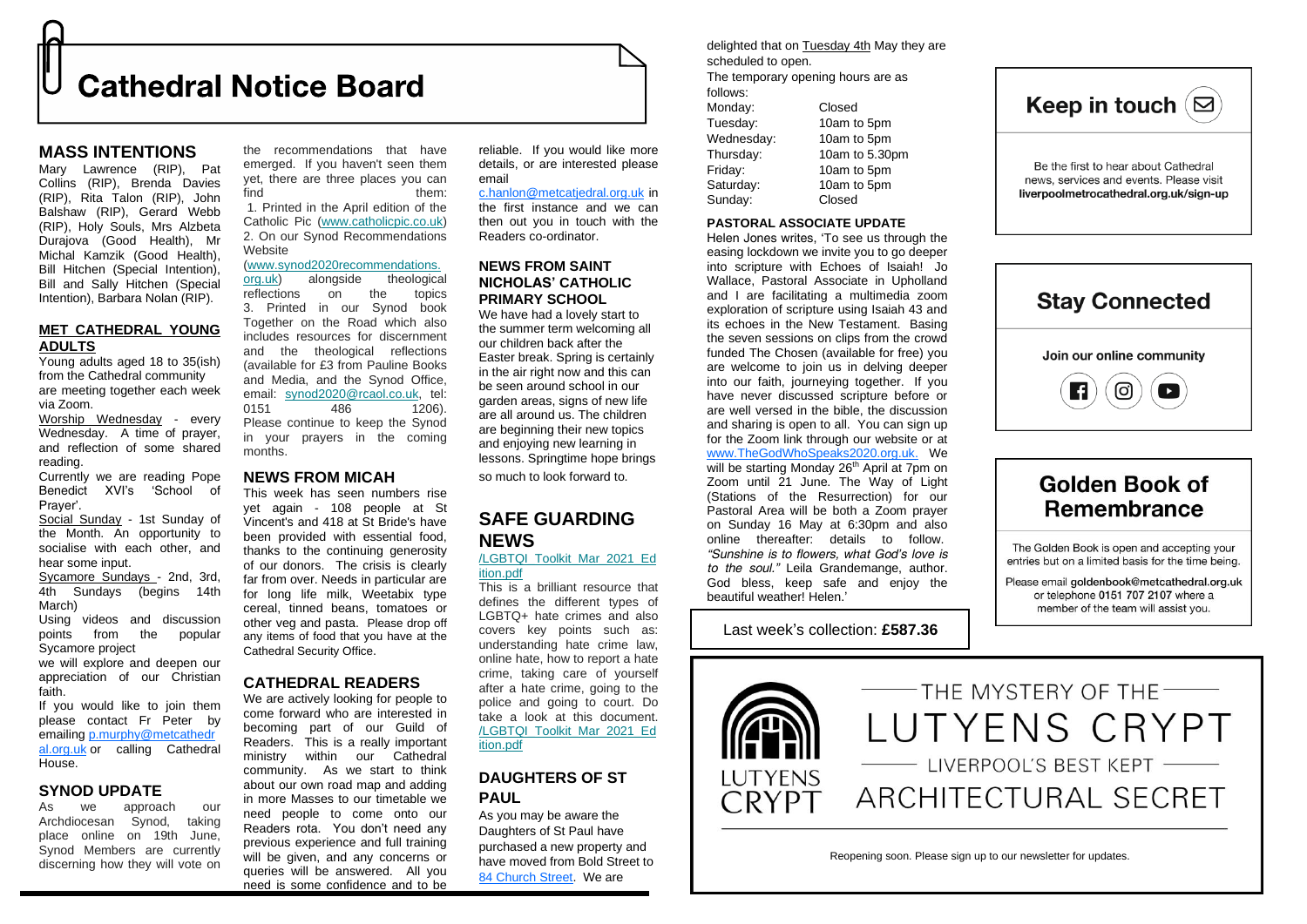# Cathedral Notice Board

## MASS INTENTIONS

Mary Lawrence (RIP), Pat Collins (RIP), Brenda Davies (RIP), Rita Talon (RIP), John Balshaw (RIP), Gerard Webb (RIP), Holy Souls, Mrs Alzbeta Durajova (Good Health), Mr Michal Kamzik (Good Health), Bill Hitchen (Special Intention), Bill and Sally Hitchen (Special Intention), Barbara Nolan (RIP).

### MET CATHEDRAL YOUNG ADULTS

Young adults aged 18 to 35(ish) from the Cathedral community are meeting together each week via Zoom.

Worship Wednesday - every Wednesday. A time of prayer, and reflection of some shared reading.

Currently we are reading Pope Benedict XVI's 'School of Prayer'.

Social Sunday - 1st Sunday of the Month. An opportunity to socialise with each other, and hear some input.

Sycamore Sundays - 2nd, 3rd, 4th Sundays (begins 14th March)

Using videos and discussion points from the popular Sycamore project we will explore and deepen our appreciation of our Christian faith.

If you would like to join them please contact Fr Peter by emailing p.murphy@metcathedral.org.uk or calling Cathedral House.

## SYNOD UPDATE

As we approach our Archdiocesan Synod, taking place online on 19th June, Synod Members are currently discerning how they will vote on the recommendations that have emerged. If you haven't seen them yet, there are three places you can find them:

1. Printed in the April edition of the Catholic Pic (www.catholicpic.co.uk)
2. On our Synod Recommendations Website (www.synod2020recommendations.org.uk) alongside theological reflections on the topics
3. Printed in our Synod book Together on the Road which also includes resources for discernment and the theological reflections (available for £3 from Pauline Books and Media, and the Synod Office, email: synod2020@rcaol.co.uk, tel: 0151 486 1206).

Please continue to keep the Synod in your prayers in the coming months.

## NEWS FROM MICAH

This week has seen numbers rise yet again - 108 people at St Vincent's and 418 at St Bride's have been provided with essential food, thanks to the continuing generosity of our donors. The crisis is clearly far from over. Needs in particular are for long life milk, Weetabix type cereal, tinned beans, tomatoes or other veg and pasta. Please drop off any items of food that you have at the Cathedral Security Office.

## CATHEDRAL READERS

We are actively looking for people to come forward who are interested in becoming part of our Guild of Readers. This is a really important ministry within our Cathedral community. As we start to think about our own road map and adding in more Masses to our timetable we need people to come onto our Readers rota. You don't need any previous experience and full training will be given, and any concerns or queries will be answered. All you need is some confidence and to be reliable. If you would like more details, or are interested please email c.hanlon@metcatjedral.org.uk in the first instance and we can then out you in touch with the Readers co-ordinator.

## NEWS FROM SAINT NICHOLAS' CATHOLIC PRIMARY SCHOOL

We have had a lovely start to the summer term welcoming all our children back after the Easter break. Spring is certainly in the air right now and this can be seen around school in our garden areas, signs of new life are all around us. The children are beginning their new topics and enjoying new learning in lessons. Springtime hope brings so much to look forward to.

## SAFE GUARDING NEWS

/LGBTQI_Toolkit_Mar_2021_Edition.pdf

This is a brilliant resource that defines the different types of LGBTQ+ hate crimes and also covers key points such as: understanding hate crime law, online hate, how to report a hate crime, taking care of yourself after a hate crime, going to the police and going to court. Do take a look at this document. /LGBTQI_Toolkit_Mar_2021_Edition.pdf

## DAUGHTERS OF ST PAUL

As you may be aware the Daughters of St Paul have purchased a new property and have moved from Bold Street to 84 Church Street. We are delighted that on Tuesday 4th May they are scheduled to open.

The temporary opening hours are as follows:

| | |
|---|---|
| Monday: | Closed |
| Tuesday: | 10am to 5pm |
| Wednesday: | 10am to 5pm |
| Thursday: | 10am to 5.30pm |
| Friday: | 10am to 5pm |
| Saturday: | 10am to 5pm |
| Sunday: | Closed |

### PASTORAL ASSOCIATE UPDATE

Helen Jones writes, 'To see us through the easing lockdown we invite you to go deeper into scripture with Echoes of Isaiah! Jo Wallace, Pastoral Associate in Upholland and I are facilitating a multimedia zoom exploration of scripture using Isaiah 43 and its echoes in the New Testament. Basing the seven sessions on clips from the crowd funded The Chosen (available for free) you are welcome to join us in delving deeper into our faith, journeying together. If you have never discussed scripture before or are well versed in the bible, the discussion and sharing is open to all. You can sign up for the Zoom link through our website or at www.TheGodWhoSpeaks2020.org.uk. We will be starting Monday 26th April at 7pm on Zoom until 21 June. The Way of Light (Stations of the Resurrection) for our Pastoral Area will be both a Zoom prayer on Sunday 16 May at 6:30pm and also online thereafter: details to follow. *"Sunshine is to flowers, what God's love is to the soul."* Leila Grandemange, author. God bless, keep safe and enjoy the beautiful weather! Helen.'

Last week's collection: **£587.36**

## Keep in touch

Be the first to hear about Cathedral news, services and events. Please visit **liverpoolmetrocathedral.org.uk/sign-up**

## Stay Connected

Join our online community

## Golden Book of Remembrance

The Golden Book is open and accepting your entries but on a limited basis for the time being.

Please email **goldenbook@metcathedral.org.uk** or telephone 0151 707 2107 where a member of the team will assist you.

LUTYENS CRYPT

THE MYSTERY OF THE LUTYENS CRYPT — LIVERPOOL'S BEST KEPT ARCHITECTURAL SECRET

Reopening soon. Please sign up to our newsletter for updates.